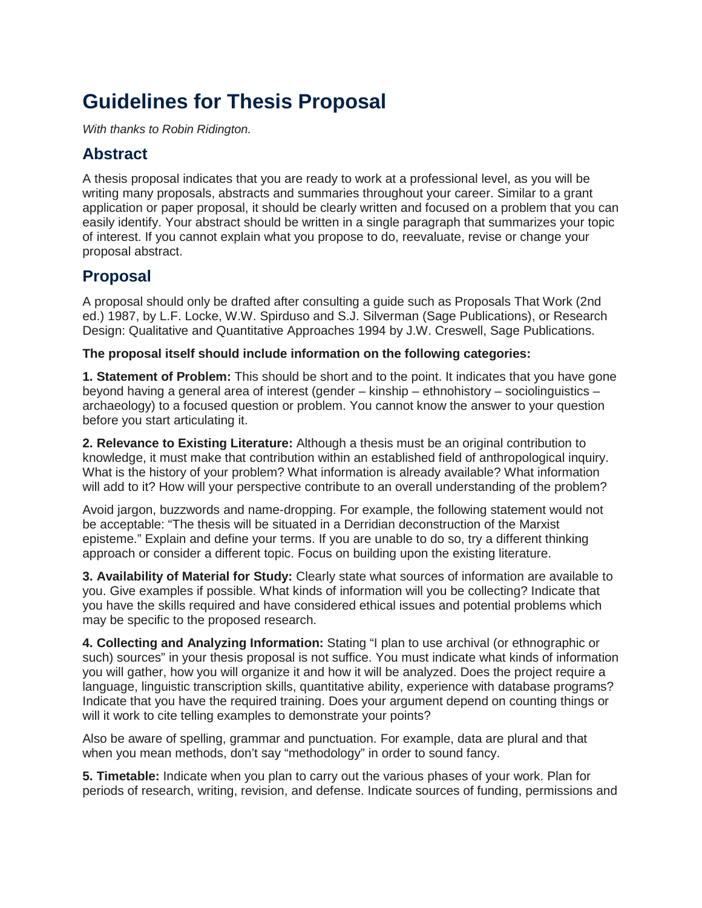# Guidelines for Thesis Proposal

*With thanks to Robin Ridington.*

## Abstract

A thesis proposal indicates that you are ready to work at a professional level, as you will be writing many proposals, abstracts and summaries throughout your career. Similar to a grant application or paper proposal, it should be clearly written and focused on a problem that you can easily identify. Your abstract should be written in a single paragraph that summarizes your topic of interest. If you cannot explain what you propose to do, reevaluate, revise or change your proposal abstract.

## Proposal

A proposal should only be drafted after consulting a guide such as Proposals That Work (2nd ed.) 1987, by L.F. Locke, W.W. Spirduso and S.J. Silverman (Sage Publications), or Research Design: Qualitative and Quantitative Approaches 1994 by J.W. Creswell, Sage Publications.

**The proposal itself should include information on the following categories:**

**1. Statement of Problem:** This should be short and to the point. It indicates that you have gone beyond having a general area of interest (gender – kinship – ethnohistory – sociolinguistics – archaeology) to a focused question or problem. You cannot know the answer to your question before you start articulating it.

**2. Relevance to Existing Literature:** Although a thesis must be an original contribution to knowledge, it must make that contribution within an established field of anthropological inquiry. What is the history of your problem? What information is already available? What information will add to it? How will your perspective contribute to an overall understanding of the problem?

Avoid jargon, buzzwords and name-dropping. For example, the following statement would not be acceptable: "The thesis will be situated in a Derridian deconstruction of the Marxist episteme." Explain and define your terms. If you are unable to do so, try a different thinking approach or consider a different topic. Focus on building upon the existing literature.

**3. Availability of Material for Study:** Clearly state what sources of information are available to you. Give examples if possible. What kinds of information will you be collecting? Indicate that you have the skills required and have considered ethical issues and potential problems which may be specific to the proposed research.

**4. Collecting and Analyzing Information:** Stating "I plan to use archival (or ethnographic or such) sources" in your thesis proposal is not suffice. You must indicate what kinds of information you will gather, how you will organize it and how it will be analyzed. Does the project require a language, linguistic transcription skills, quantitative ability, experience with database programs? Indicate that you have the required training. Does your argument depend on counting things or will it work to cite telling examples to demonstrate your points?

Also be aware of spelling, grammar and punctuation. For example, data are plural and that when you mean methods, don't say "methodology" in order to sound fancy.

**5. Timetable:** Indicate when you plan to carry out the various phases of your work. Plan for periods of research, writing, revision, and defense. Indicate sources of funding, permissions and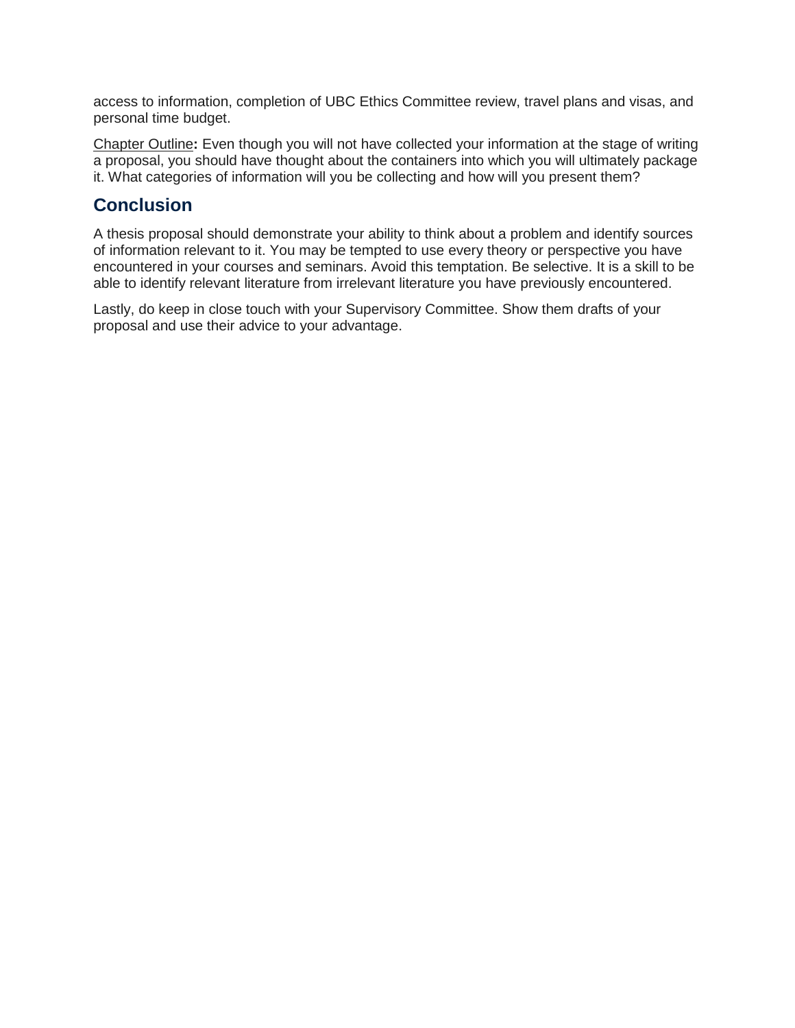access to information, completion of UBC Ethics Committee review, travel plans and visas, and personal time budget.

<u>Chapter Outline</u>**:** Even though you will not have collected your information at the stage of writing a proposal, you should have thought about the containers into which you will ultimately package it. What categories of information will you be collecting and how will you present them?

## Conclusion

A thesis proposal should demonstrate your ability to think about a problem and identify sources of information relevant to it. You may be tempted to use every theory or perspective you have encountered in your courses and seminars. Avoid this temptation. Be selective. It is a skill to be able to identify relevant literature from irrelevant literature you have previously encountered.

Lastly, do keep in close touch with your Supervisory Committee. Show them drafts of your proposal and use their advice to your advantage.